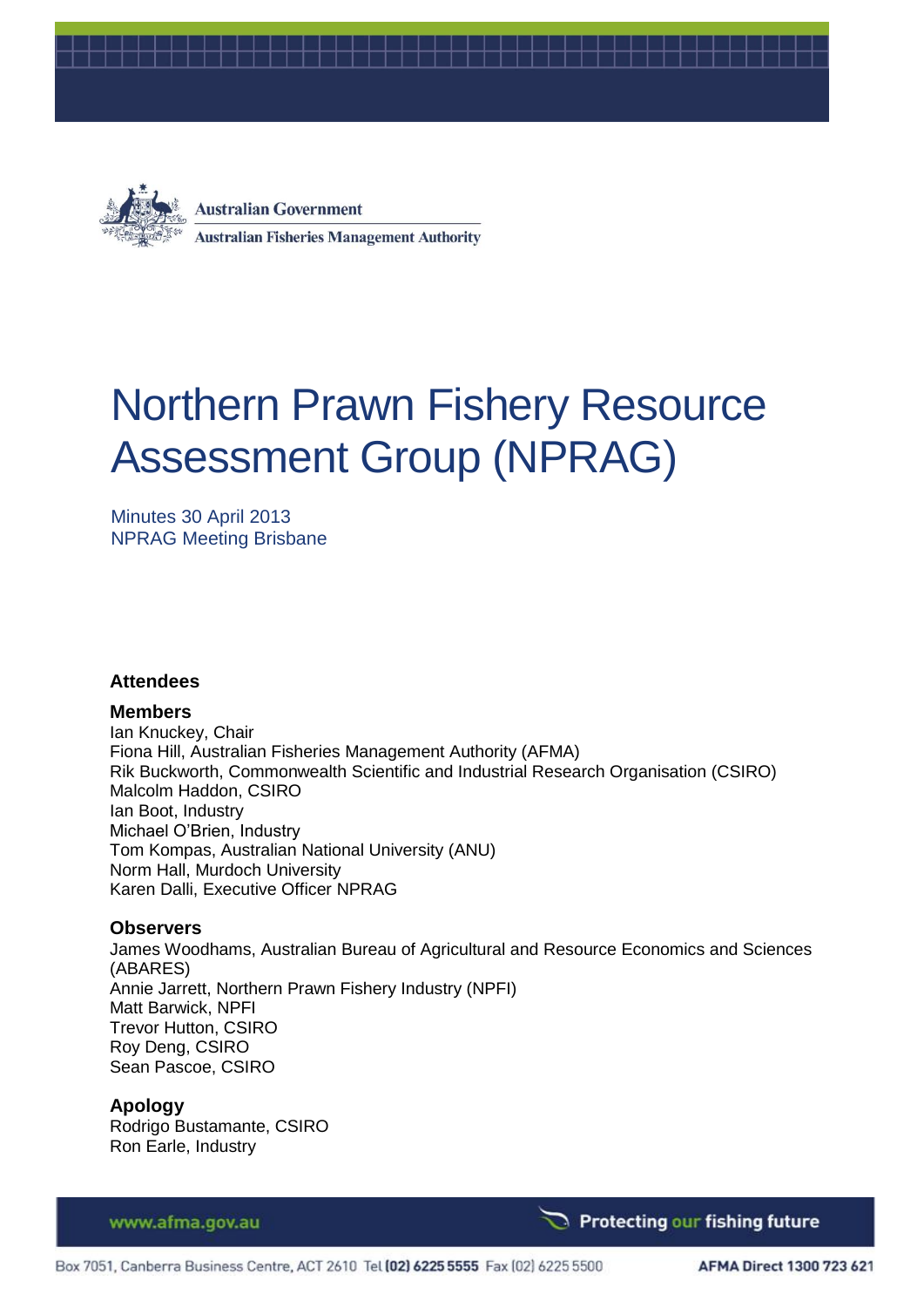Australian Government

Australian Fisheries Management Authority

# Northern Prawn Fishery Resource Assessment Group (NPRAG)

Minutes 30 April 2013
NPRAG Meeting Brisbane

## Attendees

### Members

Ian Knuckey, Chair
Fiona Hill, Australian Fisheries Management Authority (AFMA)
Rik Buckworth, Commonwealth Scientific and Industrial Research Organisation (CSIRO)
Malcolm Haddon, CSIRO
Ian Boot, Industry
Michael O'Brien, Industry
Tom Kompas, Australian National University (ANU)
Norm Hall, Murdoch University
Karen Dalli, Executive Officer NPRAG

### Observers

James Woodhams, Australian Bureau of Agricultural and Resource Economics and Sciences (ABARES)
Annie Jarrett, Northern Prawn Fishery Industry (NPFI)
Matt Barwick, NPFI
Trevor Hutton, CSIRO
Roy Deng, CSIRO
Sean Pascoe, CSIRO

### Apology

Rodrigo Bustamante, CSIRO
Ron Earle, Industry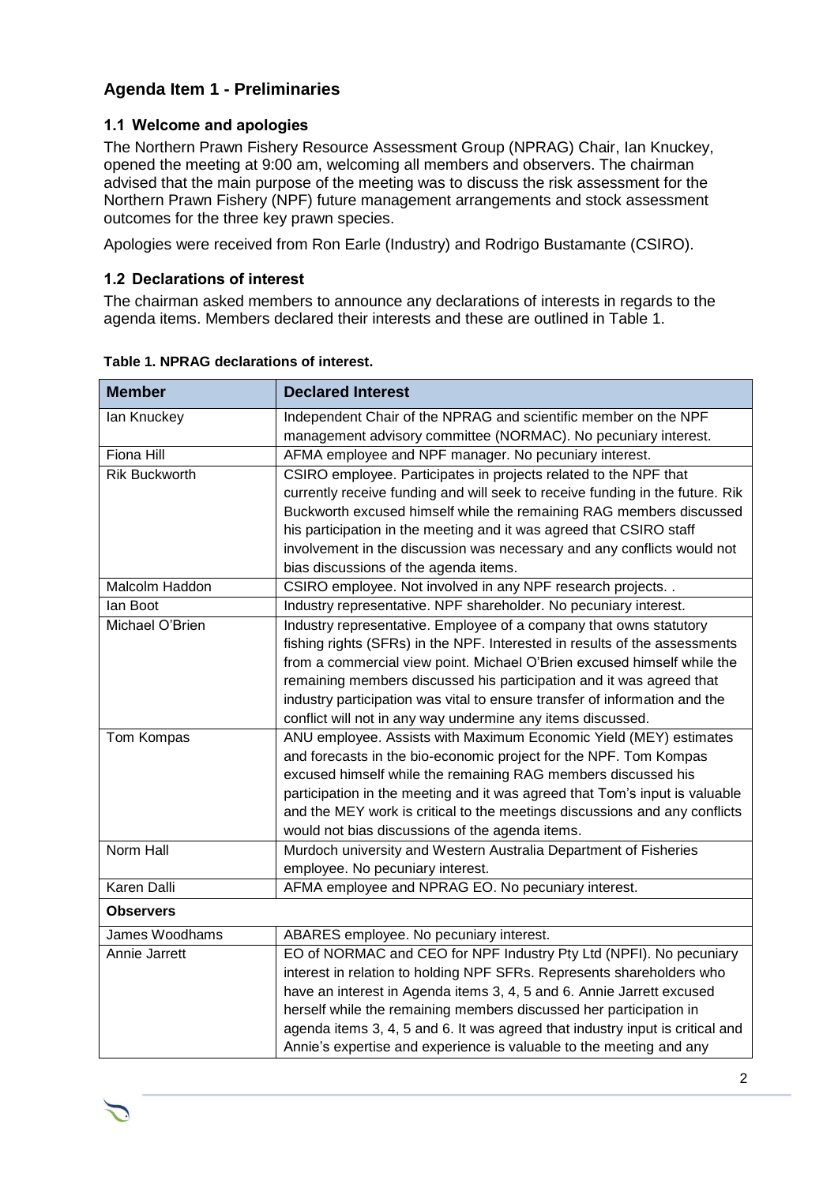## Agenda Item 1 - Preliminaries

### 1.1 Welcome and apologies

The Northern Prawn Fishery Resource Assessment Group (NPRAG) Chair, Ian Knuckey, opened the meeting at 9:00 am, welcoming all members and observers. The chairman advised that the main purpose of the meeting was to discuss the risk assessment for the Northern Prawn Fishery (NPF) future management arrangements and stock assessment outcomes for the three key prawn species.

Apologies were received from Ron Earle (Industry) and Rodrigo Bustamante (CSIRO).

### 1.2 Declarations of interest

The chairman asked members to announce any declarations of interests in regards to the agenda items. Members declared their interests and these are outlined in Table 1.

**Table 1. NPRAG declarations of interest.**

| Member | Declared Interest |
|---|---|
| Ian Knuckey | Independent Chair of the NPRAG and scientific member on the NPF management advisory committee (NORMAC). No pecuniary interest. |
| Fiona Hill | AFMA employee and NPF manager. No pecuniary interest. |
| Rik Buckworth | CSIRO employee. Participates in projects related to the NPF that currently receive funding and will seek to receive funding in the future. Rik Buckworth excused himself while the remaining RAG members discussed his participation in the meeting and it was agreed that CSIRO staff involvement in the discussion was necessary and any conflicts would not bias discussions of the agenda items. |
| Malcolm Haddon | CSIRO employee. Not involved in any NPF research projects. . |
| Ian Boot | Industry representative. NPF shareholder. No pecuniary interest. |
| Michael O'Brien | Industry representative. Employee of a company that owns statutory fishing rights (SFRs) in the NPF. Interested in results of the assessments from a commercial view point. Michael O'Brien excused himself while the remaining members discussed his participation and it was agreed that industry participation was vital to ensure transfer of information and the conflict will not in any way undermine any items discussed. |
| Tom Kompas | ANU employee. Assists with Maximum Economic Yield (MEY) estimates and forecasts in the bio-economic project for the NPF. Tom Kompas excused himself while the remaining RAG members discussed his participation in the meeting and it was agreed that Tom's input is valuable and the MEY work is critical to the meetings discussions and any conflicts would not bias discussions of the agenda items. |
| Norm Hall | Murdoch university and Western Australia Department of Fisheries employee. No pecuniary interest. |
| Karen Dalli | AFMA employee and NPRAG EO. No pecuniary interest. |
| **Observers** | |
| James Woodhams | ABARES employee. No pecuniary interest. |
| Annie Jarrett | EO of NORMAC and CEO for NPF Industry Pty Ltd (NPFI). No pecuniary interest in relation to holding NPF SFRs. Represents shareholders who have an interest in Agenda items 3, 4, 5 and 6. Annie Jarrett excused herself while the remaining members discussed her participation in agenda items 3, 4, 5 and 6. It was agreed that industry input is critical and Annie's expertise and experience is valuable to the meeting and any |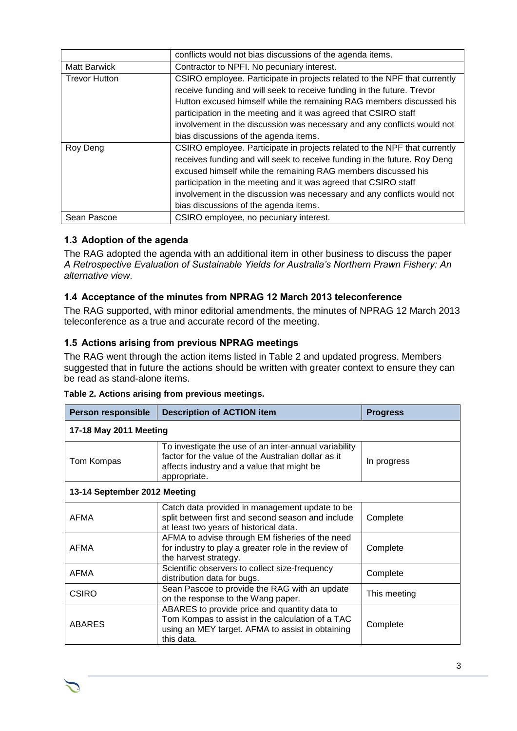|  | conflicts would not bias discussions of the agenda items. |
|---|---|
| Matt Barwick | Contractor to NPFI. No pecuniary interest. |
| Trevor Hutton | CSIRO employee. Participate in projects related to the NPF that currently receive funding and will seek to receive funding in the future. Trevor Hutton excused himself while the remaining RAG members discussed his participation in the meeting and it was agreed that CSIRO staff involvement in the discussion was necessary and any conflicts would not bias discussions of the agenda items. |
| Roy Deng | CSIRO employee. Participate in projects related to the NPF that currently receives funding and will seek to receive funding in the future. Roy Deng excused himself while the remaining RAG members discussed his participation in the meeting and it was agreed that CSIRO staff involvement in the discussion was necessary and any conflicts would not bias discussions of the agenda items. |
| Sean Pascoe | CSIRO employee, no pecuniary interest. |

### 1.3 Adoption of the agenda

The RAG adopted the agenda with an additional item in other business to discuss the paper *A Retrospective Evaluation of Sustainable Yields for Australia's Northern Prawn Fishery: An alternative view*.

### 1.4 Acceptance of the minutes from NPRAG 12 March 2013 teleconference

The RAG supported, with minor editorial amendments, the minutes of NPRAG 12 March 2013 teleconference as a true and accurate record of the meeting.

### 1.5 Actions arising from previous NPRAG meetings

The RAG went through the action items listed in Table 2 and updated progress. Members suggested that in future the actions should be written with greater context to ensure they can be read as stand-alone items.

**Table 2. Actions arising from previous meetings.**

| Person responsible | Description of ACTION item | Progress |
|---|---|---|
| **17-18 May 2011 Meeting** | | |
| Tom Kompas | To investigate the use of an inter-annual variability factor for the value of the Australian dollar as it affects industry and a value that might be appropriate. | In progress |
| **13-14 September 2012 Meeting** | | |
| AFMA | Catch data provided in management update to be split between first and second season and include at least two years of historical data. | Complete |
| AFMA | AFMA to advise through EM fisheries of the need for industry to play a greater role in the review of the harvest strategy. | Complete |
| AFMA | Scientific observers to collect size-frequency distribution data for bugs. | Complete |
| CSIRO | Sean Pascoe to provide the RAG with an update on the response to the Wang paper. | This meeting |
| ABARES | ABARES to provide price and quantity data to Tom Kompas to assist in the calculation of a TAC using an MEY target. AFMA to assist in obtaining this data. | Complete |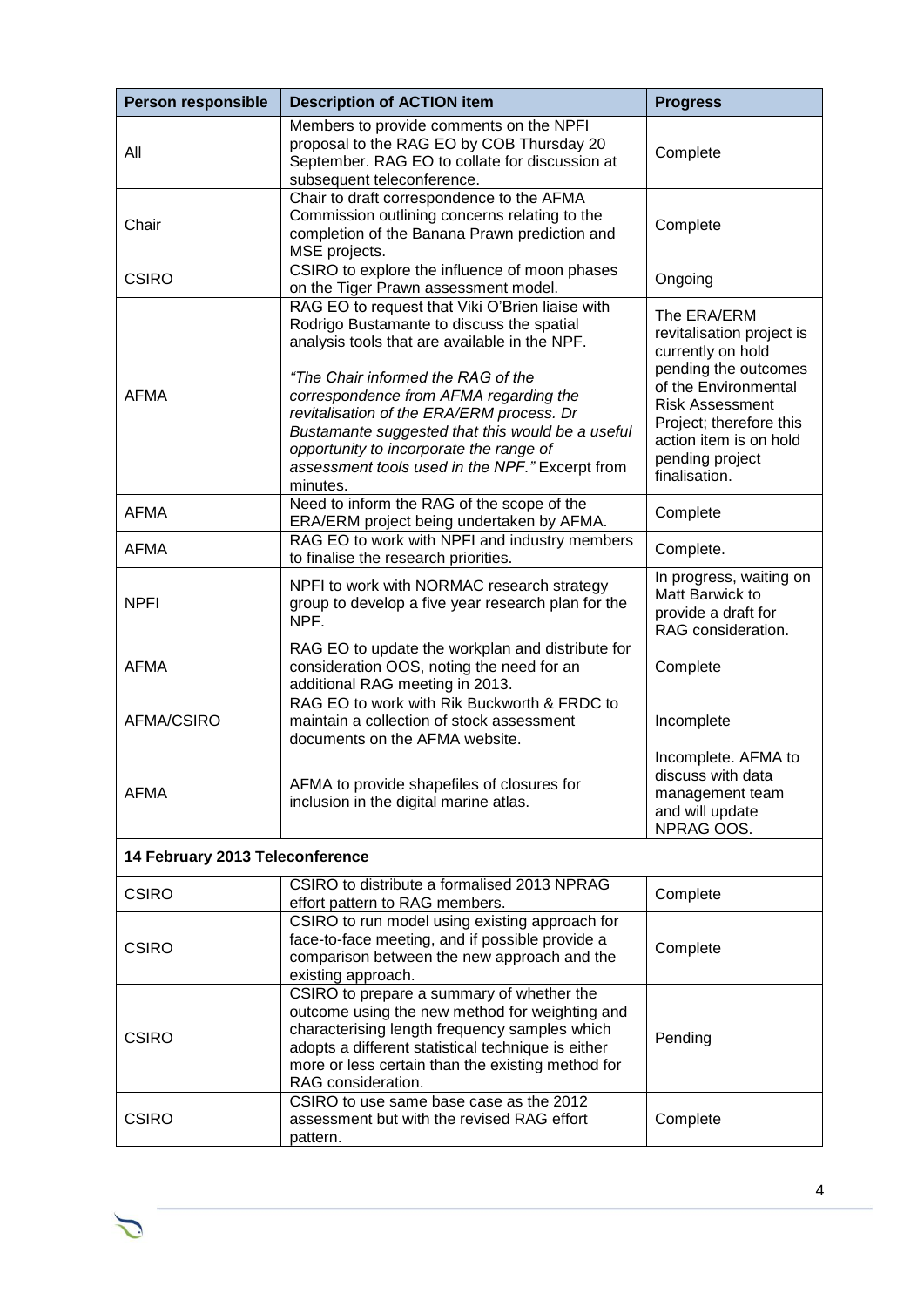| Person responsible | Description of ACTION item | Progress |
|---|---|---|
| All | Members to provide comments on the NPFI proposal to the RAG EO by COB Thursday 20 September. RAG EO to collate for discussion at subsequent teleconference. | Complete |
| Chair | Chair to draft correspondence to the AFMA Commission outlining concerns relating to the completion of the Banana Prawn prediction and MSE projects. | Complete |
| CSIRO | CSIRO to explore the influence of moon phases on the Tiger Prawn assessment model. | Ongoing |
| AFMA | RAG EO to request that Viki O'Brien liaise with Rodrigo Bustamante to discuss the spatial analysis tools that are available in the NPF.<br><br>*"The Chair informed the RAG of the correspondence from AFMA regarding the revitalisation of the ERA/ERM process. Dr Bustamante suggested that this would be a useful opportunity to incorporate the range of assessment tools used in the NPF."* Excerpt from minutes. | The ERA/ERM revitalisation project is currently on hold pending the outcomes of the Environmental Risk Assessment Project; therefore this action item is on hold pending project finalisation. |
| AFMA | Need to inform the RAG of the scope of the ERA/ERM project being undertaken by AFMA. | Complete |
| AFMA | RAG EO to work with NPFI and industry members to finalise the research priorities. | Complete. |
| NPFI | NPFI to work with NORMAC research strategy group to develop a five year research plan for the NPF. | In progress, waiting on Matt Barwick to provide a draft for RAG consideration. |
| AFMA | RAG EO to update the workplan and distribute for consideration OOS, noting the need for an additional RAG meeting in 2013. | Complete |
| AFMA/CSIRO | RAG EO to work with Rik Buckworth & FRDC to maintain a collection of stock assessment documents on the AFMA website. | Incomplete |
| AFMA | AFMA to provide shapefiles of closures for inclusion in the digital marine atlas. | Incomplete. AFMA to discuss with data management team and will update NPRAG OOS. |
| **14 February 2013 Teleconference** | | |
| CSIRO | CSIRO to distribute a formalised 2013 NPRAG effort pattern to RAG members. | Complete |
| CSIRO | CSIRO to run model using existing approach for face-to-face meeting, and if possible provide a comparison between the new approach and the existing approach. | Complete |
| CSIRO | CSIRO to prepare a summary of whether the outcome using the new method for weighting and characterising length frequency samples which adopts a different statistical technique is either more or less certain than the existing method for RAG consideration. | Pending |
| CSIRO | CSIRO to use same base case as the 2012 assessment but with the revised RAG effort pattern. | Complete |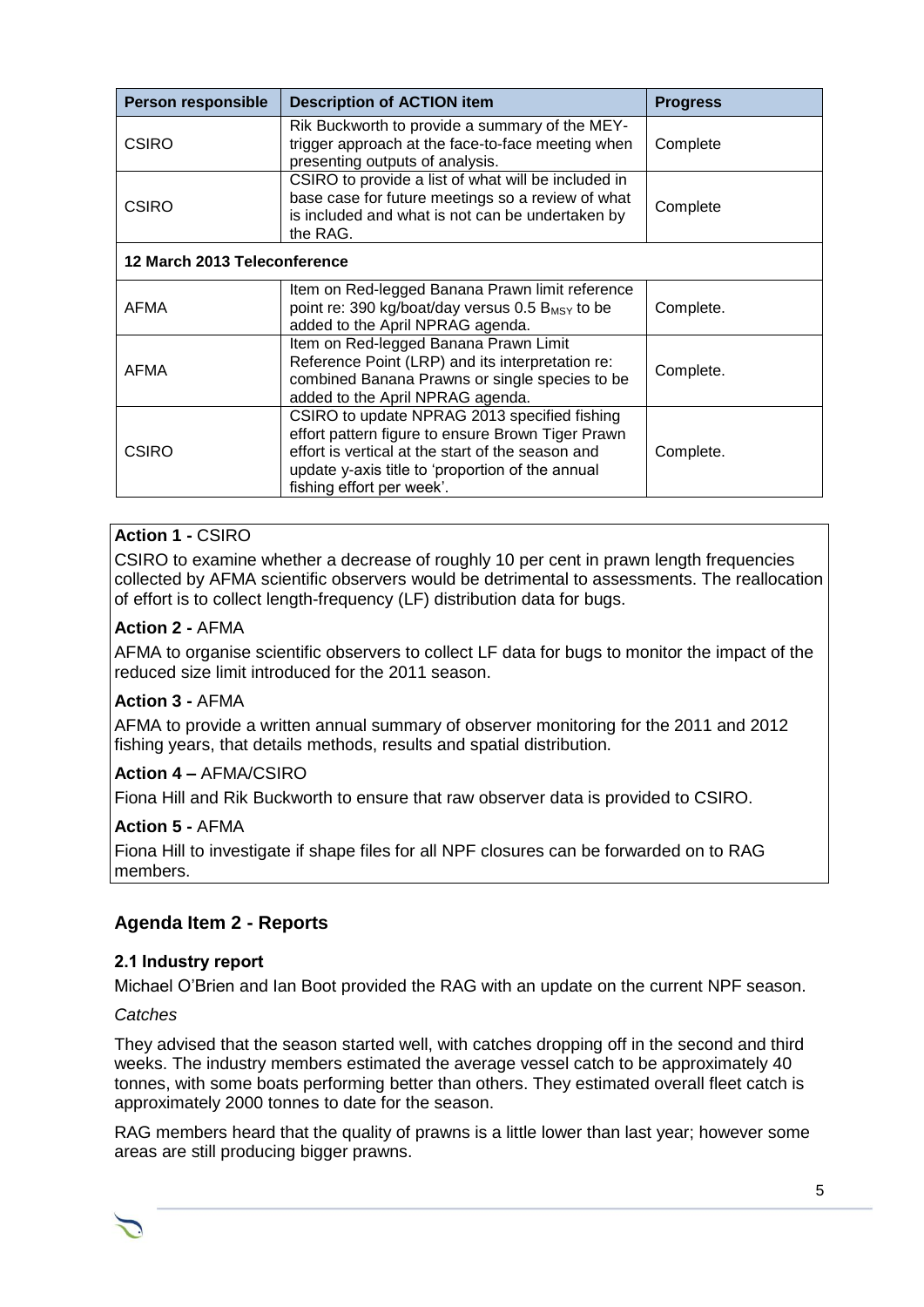| Person responsible | Description of ACTION item | Progress |
|---|---|---|
| CSIRO | Rik Buckworth to provide a summary of the MEY-trigger approach at the face-to-face meeting when presenting outputs of analysis. | Complete |
| CSIRO | CSIRO to provide a list of what will be included in base case for future meetings so a review of what is included and what is not can be undertaken by the RAG. | Complete |
| **12 March 2013 Teleconference** | | |
| AFMA | Item on Red-legged Banana Prawn limit reference point re: 390 kg/boat/day versus 0.5 $B_{MSY}$ to be added to the April NPRAG agenda. | Complete. |
| AFMA | Item on Red-legged Banana Prawn Limit Reference Point (LRP) and its interpretation re: combined Banana Prawns or single species to be added to the April NPRAG agenda. | Complete. |
| CSIRO | CSIRO to update NPRAG 2013 specified fishing effort pattern figure to ensure Brown Tiger Prawn effort is vertical at the start of the season and update y-axis title to 'proportion of the annual fishing effort per week'. | Complete. |

**Action 1 -** CSIRO

CSIRO to examine whether a decrease of roughly 10 per cent in prawn length frequencies collected by AFMA scientific observers would be detrimental to assessments. The reallocation of effort is to collect length-frequency (LF) distribution data for bugs.

**Action 2 -** AFMA

AFMA to organise scientific observers to collect LF data for bugs to monitor the impact of the reduced size limit introduced for the 2011 season.

**Action 3 -** AFMA

AFMA to provide a written annual summary of observer monitoring for the 2011 and 2012 fishing years, that details methods, results and spatial distribution.

**Action 4 –** AFMA/CSIRO

Fiona Hill and Rik Buckworth to ensure that raw observer data is provided to CSIRO.

**Action 5 -** AFMA

Fiona Hill to investigate if shape files for all NPF closures can be forwarded on to RAG members.

## Agenda Item 2 - Reports

### 2.1 Industry report

Michael O'Brien and Ian Boot provided the RAG with an update on the current NPF season.

*Catches*

They advised that the season started well, with catches dropping off in the second and third weeks. The industry members estimated the average vessel catch to be approximately 40 tonnes, with some boats performing better than others. They estimated overall fleet catch is approximately 2000 tonnes to date for the season.

RAG members heard that the quality of prawns is a little lower than last year; however some areas are still producing bigger prawns.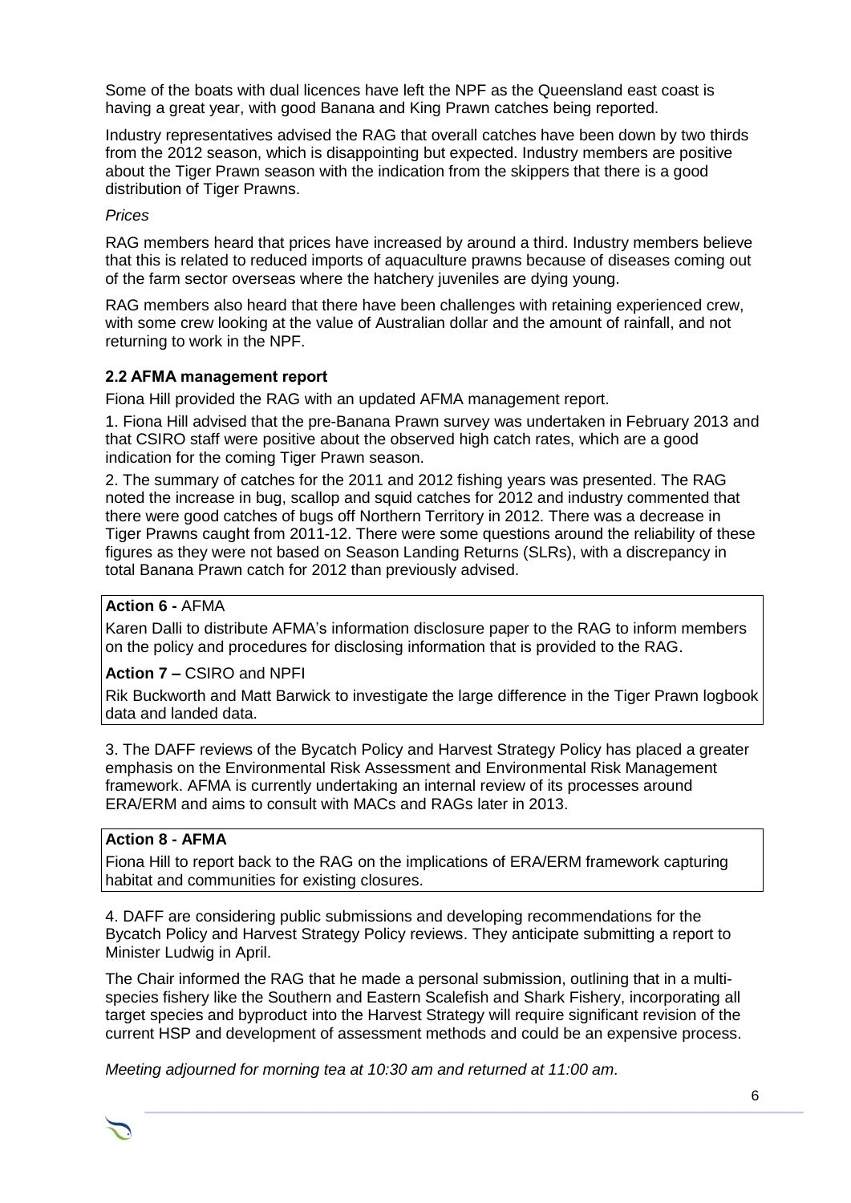Some of the boats with dual licences have left the NPF as the Queensland east coast is having a great year, with good Banana and King Prawn catches being reported.

Industry representatives advised the RAG that overall catches have been down by two thirds from the 2012 season, which is disappointing but expected. Industry members are positive about the Tiger Prawn season with the indication from the skippers that there is a good distribution of Tiger Prawns.

*Prices*

RAG members heard that prices have increased by around a third. Industry members believe that this is related to reduced imports of aquaculture prawns because of diseases coming out of the farm sector overseas where the hatchery juveniles are dying young.

RAG members also heard that there have been challenges with retaining experienced crew, with some crew looking at the value of Australian dollar and the amount of rainfall, and not returning to work in the NPF.

### 2.2 AFMA management report

Fiona Hill provided the RAG with an updated AFMA management report.

1. Fiona Hill advised that the pre-Banana Prawn survey was undertaken in February 2013 and that CSIRO staff were positive about the observed high catch rates, which are a good indication for the coming Tiger Prawn season.

2. The summary of catches for the 2011 and 2012 fishing years was presented. The RAG noted the increase in bug, scallop and squid catches for 2012 and industry commented that there were good catches of bugs off Northern Territory in 2012. There was a decrease in Tiger Prawns caught from 2011-12. There were some questions around the reliability of these figures as they were not based on Season Landing Returns (SLRs), with a discrepancy in total Banana Prawn catch for 2012 than previously advised.

> **Action 6 -** AFMA
>
> Karen Dalli to distribute AFMA's information disclosure paper to the RAG to inform members on the policy and procedures for disclosing information that is provided to the RAG.
>
> **Action 7 –** CSIRO and NPFI
>
> Rik Buckworth and Matt Barwick to investigate the large difference in the Tiger Prawn logbook data and landed data.

3. The DAFF reviews of the Bycatch Policy and Harvest Strategy Policy has placed a greater emphasis on the Environmental Risk Assessment and Environmental Risk Management framework. AFMA is currently undertaking an internal review of its processes around ERA/ERM and aims to consult with MACs and RAGs later in 2013.

> **Action 8 - AFMA**
>
> Fiona Hill to report back to the RAG on the implications of ERA/ERM framework capturing habitat and communities for existing closures.

4. DAFF are considering public submissions and developing recommendations for the Bycatch Policy and Harvest Strategy Policy reviews. They anticipate submitting a report to Minister Ludwig in April.

The Chair informed the RAG that he made a personal submission, outlining that in a multi-species fishery like the Southern and Eastern Scalefish and Shark Fishery, incorporating all target species and byproduct into the Harvest Strategy will require significant revision of the current HSP and development of assessment methods and could be an expensive process.

*Meeting adjourned for morning tea at 10:30 am and returned at 11:00 am.*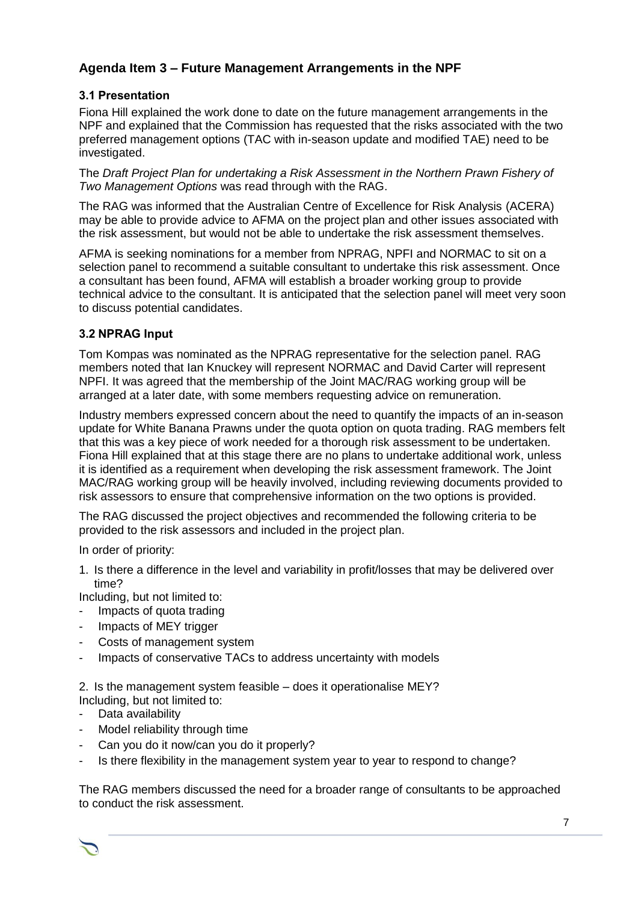## Agenda Item 3 – Future Management Arrangements in the NPF

### 3.1 Presentation

Fiona Hill explained the work done to date on the future management arrangements in the NPF and explained that the Commission has requested that the risks associated with the two preferred management options (TAC with in-season update and modified TAE) need to be investigated.

The *Draft Project Plan for undertaking a Risk Assessment in the Northern Prawn Fishery of Two Management Options* was read through with the RAG.

The RAG was informed that the Australian Centre of Excellence for Risk Analysis (ACERA) may be able to provide advice to AFMA on the project plan and other issues associated with the risk assessment, but would not be able to undertake the risk assessment themselves.

AFMA is seeking nominations for a member from NPRAG, NPFI and NORMAC to sit on a selection panel to recommend a suitable consultant to undertake this risk assessment. Once a consultant has been found, AFMA will establish a broader working group to provide technical advice to the consultant. It is anticipated that the selection panel will meet very soon to discuss potential candidates.

### 3.2 NPRAG Input

Tom Kompas was nominated as the NPRAG representative for the selection panel. RAG members noted that Ian Knuckey will represent NORMAC and David Carter will represent NPFI. It was agreed that the membership of the Joint MAC/RAG working group will be arranged at a later date, with some members requesting advice on remuneration.

Industry members expressed concern about the need to quantify the impacts of an in-season update for White Banana Prawns under the quota option on quota trading. RAG members felt that this was a key piece of work needed for a thorough risk assessment to be undertaken. Fiona Hill explained that at this stage there are no plans to undertake additional work, unless it is identified as a requirement when developing the risk assessment framework. The Joint MAC/RAG working group will be heavily involved, including reviewing documents provided to risk assessors to ensure that comprehensive information on the two options is provided.

The RAG discussed the project objectives and recommended the following criteria to be provided to the risk assessors and included in the project plan.

In order of priority:

1. Is there a difference in the level and variability in profit/losses that may be delivered over time?

Including, but not limited to:

- Impacts of quota trading
- Impacts of MEY trigger
- Costs of management system
- Impacts of conservative TACs to address uncertainty with models

2. Is the management system feasible – does it operationalise MEY?

Including, but not limited to:

- Data availability
- Model reliability through time
- Can you do it now/can you do it properly?
- Is there flexibility in the management system year to year to respond to change?

The RAG members discussed the need for a broader range of consultants to be approached to conduct the risk assessment.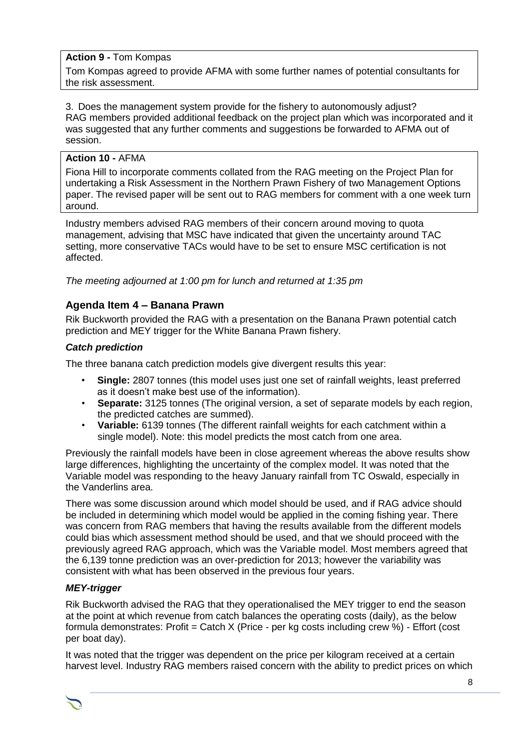**Action 9 -** Tom Kompas

Tom Kompas agreed to provide AFMA with some further names of potential consultants for the risk assessment.

3. Does the management system provide for the fishery to autonomously adjust?

RAG members provided additional feedback on the project plan which was incorporated and it was suggested that any further comments and suggestions be forwarded to AFMA out of session.

**Action 10 -** AFMA

Fiona Hill to incorporate comments collated from the RAG meeting on the Project Plan for undertaking a Risk Assessment in the Northern Prawn Fishery of two Management Options paper. The revised paper will be sent out to RAG members for comment with a one week turn around.

Industry members advised RAG members of their concern around moving to quota management, advising that MSC have indicated that given the uncertainty around TAC setting, more conservative TACs would have to be set to ensure MSC certification is not affected.

*The meeting adjourned at 1:00 pm for lunch and returned at 1:35 pm*

## Agenda Item 4 – Banana Prawn

Rik Buckworth provided the RAG with a presentation on the Banana Prawn potential catch prediction and MEY trigger for the White Banana Prawn fishery.

### *Catch prediction*

The three banana catch prediction models give divergent results this year:

- **Single:** 2807 tonnes (this model uses just one set of rainfall weights, least preferred as it doesn't make best use of the information).
- **Separate:** 3125 tonnes (The original version, a set of separate models by each region, the predicted catches are summed).
- **Variable:** 6139 tonnes (The different rainfall weights for each catchment within a single model). Note: this model predicts the most catch from one area.

Previously the rainfall models have been in close agreement whereas the above results show large differences, highlighting the uncertainty of the complex model. It was noted that the Variable model was responding to the heavy January rainfall from TC Oswald, especially in the Vanderlins area.

There was some discussion around which model should be used, and if RAG advice should be included in determining which model would be applied in the coming fishing year. There was concern from RAG members that having the results available from the different models could bias which assessment method should be used, and that we should proceed with the previously agreed RAG approach, which was the Variable model. Most members agreed that the 6,139 tonne prediction was an over-prediction for 2013; however the variability was consistent with what has been observed in the previous four years.

### *MEY-trigger*

Rik Buckworth advised the RAG that they operationalised the MEY trigger to end the season at the point at which revenue from catch balances the operating costs (daily), as the below formula demonstrates: Profit = Catch X (Price - per kg costs including crew %) - Effort (cost per boat day).

It was noted that the trigger was dependent on the price per kilogram received at a certain harvest level. Industry RAG members raised concern with the ability to predict prices on which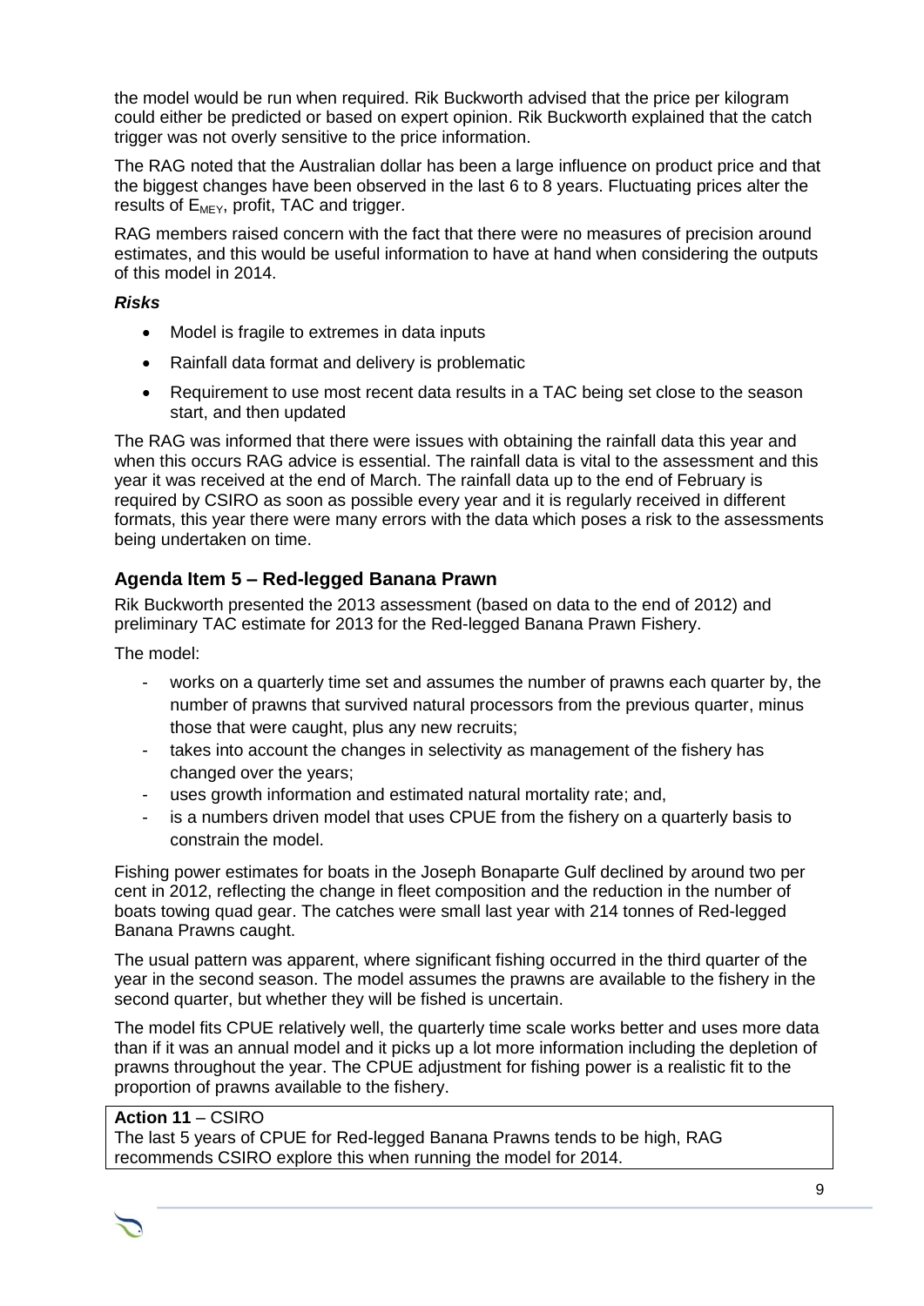the model would be run when required. Rik Buckworth advised that the price per kilogram could either be predicted or based on expert opinion. Rik Buckworth explained that the catch trigger was not overly sensitive to the price information.

The RAG noted that the Australian dollar has been a large influence on product price and that the biggest changes have been observed in the last 6 to 8 years. Fluctuating prices alter the results of $E_{MEY}$, profit, TAC and trigger.

RAG members raised concern with the fact that there were no measures of precision around estimates, and this would be useful information to have at hand when considering the outputs of this model in 2014.

***Risks***

- Model is fragile to extremes in data inputs
- Rainfall data format and delivery is problematic
- Requirement to use most recent data results in a TAC being set close to the season start, and then updated

The RAG was informed that there were issues with obtaining the rainfall data this year and when this occurs RAG advice is essential. The rainfall data is vital to the assessment and this year it was received at the end of March. The rainfall data up to the end of February is required by CSIRO as soon as possible every year and it is regularly received in different formats, this year there were many errors with the data which poses a risk to the assessments being undertaken on time.

## Agenda Item 5 – Red-legged Banana Prawn

Rik Buckworth presented the 2013 assessment (based on data to the end of 2012) and preliminary TAC estimate for 2013 for the Red-legged Banana Prawn Fishery.

The model:

- works on a quarterly time set and assumes the number of prawns each quarter by, the number of prawns that survived natural processors from the previous quarter, minus those that were caught, plus any new recruits;
- takes into account the changes in selectivity as management of the fishery has changed over the years;
- uses growth information and estimated natural mortality rate; and,
- is a numbers driven model that uses CPUE from the fishery on a quarterly basis to constrain the model.

Fishing power estimates for boats in the Joseph Bonaparte Gulf declined by around two per cent in 2012, reflecting the change in fleet composition and the reduction in the number of boats towing quad gear. The catches were small last year with 214 tonnes of Red-legged Banana Prawns caught.

The usual pattern was apparent, where significant fishing occurred in the third quarter of the year in the second season. The model assumes the prawns are available to the fishery in the second quarter, but whether they will be fished is uncertain.

The model fits CPUE relatively well, the quarterly time scale works better and uses more data than if it was an annual model and it picks up a lot more information including the depletion of prawns throughout the year. The CPUE adjustment for fishing power is a realistic fit to the proportion of prawns available to the fishery.

**Action 11** – CSIRO
The last 5 years of CPUE for Red-legged Banana Prawns tends to be high, RAG recommends CSIRO explore this when running the model for 2014.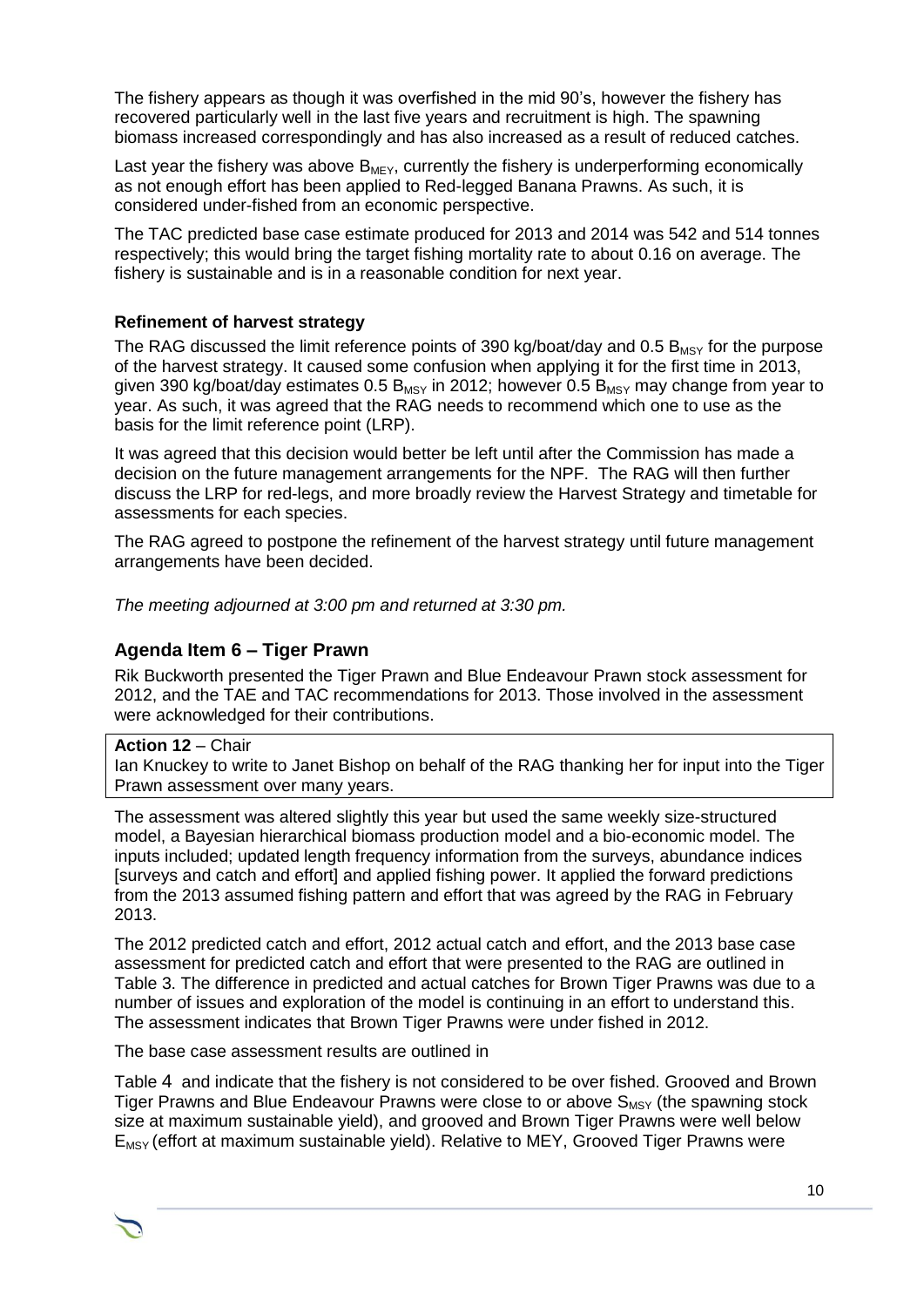The fishery appears as though it was overfished in the mid 90's, however the fishery has recovered particularly well in the last five years and recruitment is high. The spawning biomass increased correspondingly and has also increased as a result of reduced catches.

Last year the fishery was above $B_{MEY}$, currently the fishery is underperforming economically as not enough effort has been applied to Red-legged Banana Prawns. As such, it is considered under-fished from an economic perspective.

The TAC predicted base case estimate produced for 2013 and 2014 was 542 and 514 tonnes respectively; this would bring the target fishing mortality rate to about 0.16 on average. The fishery is sustainable and is in a reasonable condition for next year.

### Refinement of harvest strategy

The RAG discussed the limit reference points of 390 kg/boat/day and 0.5 $B_{MSY}$ for the purpose of the harvest strategy. It caused some confusion when applying it for the first time in 2013, given 390 kg/boat/day estimates 0.5 $B_{MSY}$ in 2012; however 0.5 $B_{MSY}$ may change from year to year. As such, it was agreed that the RAG needs to recommend which one to use as the basis for the limit reference point (LRP).

It was agreed that this decision would better be left until after the Commission has made a decision on the future management arrangements for the NPF. The RAG will then further discuss the LRP for red-legs, and more broadly review the Harvest Strategy and timetable for assessments for each species.

The RAG agreed to postpone the refinement of the harvest strategy until future management arrangements have been decided.

*The meeting adjourned at 3:00 pm and returned at 3:30 pm.*

## Agenda Item 6 – Tiger Prawn

Rik Buckworth presented the Tiger Prawn and Blue Endeavour Prawn stock assessment for 2012, and the TAE and TAC recommendations for 2013. Those involved in the assessment were acknowledged for their contributions.

**Action 12** – Chair
Ian Knuckey to write to Janet Bishop on behalf of the RAG thanking her for input into the Tiger Prawn assessment over many years.

The assessment was altered slightly this year but used the same weekly size-structured model, a Bayesian hierarchical biomass production model and a bio-economic model. The inputs included; updated length frequency information from the surveys, abundance indices [surveys and catch and effort] and applied fishing power. It applied the forward predictions from the 2013 assumed fishing pattern and effort that was agreed by the RAG in February 2013.

The 2012 predicted catch and effort, 2012 actual catch and effort, and the 2013 base case assessment for predicted catch and effort that were presented to the RAG are outlined in Table 3. The difference in predicted and actual catches for Brown Tiger Prawns was due to a number of issues and exploration of the model is continuing in an effort to understand this. The assessment indicates that Brown Tiger Prawns were under fished in 2012.

The base case assessment results are outlined in

Table 4 and indicate that the fishery is not considered to be over fished. Grooved and Brown Tiger Prawns and Blue Endeavour Prawns were close to or above $S_{MSY}$ (the spawning stock size at maximum sustainable yield), and grooved and Brown Tiger Prawns were well below $E_{MSY}$ (effort at maximum sustainable yield). Relative to MEY, Grooved Tiger Prawns were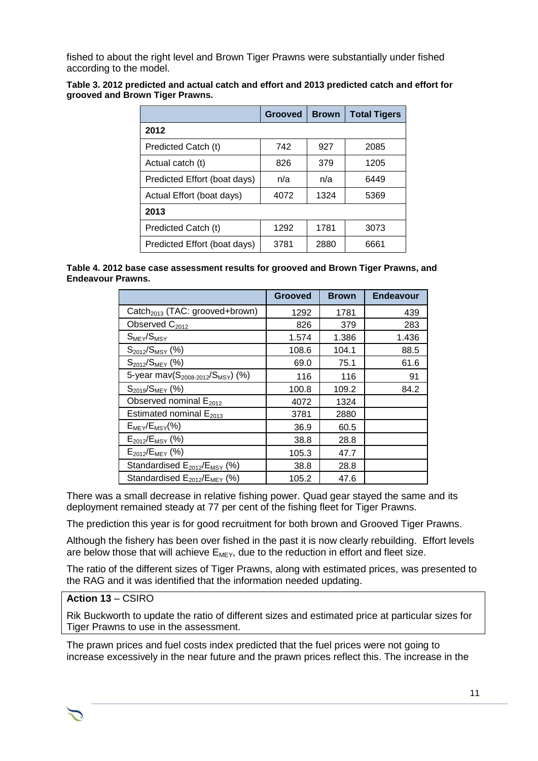fished to about the right level and Brown Tiger Prawns were substantially under fished according to the model.

**Table 3. 2012 predicted and actual catch and effort and 2013 predicted catch and effort for grooved and Brown Tiger Prawns.**

| | Grooved | Brown | Total Tigers |
|---|---|---|---|
| **2012** | | | |
| Predicted Catch (t) | 742 | 927 | 2085 |
| Actual catch (t) | 826 | 379 | 1205 |
| Predicted Effort (boat days) | n/a | n/a | 6449 |
| Actual Effort (boat days) | 4072 | 1324 | 5369 |
| **2013** | | | |
| Predicted Catch (t) | 1292 | 1781 | 3073 |
| Predicted Effort (boat days) | 3781 | 2880 | 6661 |

**Table 4. 2012 base case assessment results for grooved and Brown Tiger Prawns, and Endeavour Prawns.**

| | Grooved | Brown | Endeavour |
|---|---|---|---|
| $Catch_{2013}$ (TAC: grooved+brown) | 1292 | 1781 | 439 |
| Observed $C_{2012}$ | 826 | 379 | 283 |
| $S_{MEY}/S_{MSY}$ | 1.574 | 1.386 | 1.436 |
| $S_{2012}/S_{MSY}$ (%) | 108.6 | 104.1 | 88.5 |
| $S_{2012}/S_{MEY}$ (%) | 69.0 | 75.1 | 61.6 |
| 5-year mav($S_{2008\text{-}2012}/S_{MSY}$) (%) | 116 | 116 | 91 |
| $S_{2019}/S_{MEY}$ (%) | 100.8 | 109.2 | 84.2 |
| Observed nominal $E_{2012}$ | 4072 | 1324 | |
| Estimated nominal $E_{2013}$ | 3781 | 2880 | |
| $E_{MEY}/E_{MSY}$(%) | 36.9 | 60.5 | |
| $E_{2012}/E_{MSY}$ (%) | 38.8 | 28.8 | |
| $E_{2012}/E_{MEY}$ (%) | 105.3 | 47.7 | |
| Standardised $E_{2012}/E_{MSY}$ (%) | 38.8 | 28.8 | |
| Standardised $E_{2012}/E_{MEY}$ (%) | 105.2 | 47.6 | |

There was a small decrease in relative fishing power. Quad gear stayed the same and its deployment remained steady at 77 per cent of the fishing fleet for Tiger Prawns.

The prediction this year is for good recruitment for both brown and Grooved Tiger Prawns.

Although the fishery has been over fished in the past it is now clearly rebuilding. Effort levels are below those that will achieve $E_{MEY}$, due to the reduction in effort and fleet size.

The ratio of the different sizes of Tiger Prawns, along with estimated prices, was presented to the RAG and it was identified that the information needed updating.

**Action 13** – CSIRO

Rik Buckworth to update the ratio of different sizes and estimated price at particular sizes for Tiger Prawns to use in the assessment.

The prawn prices and fuel costs index predicted that the fuel prices were not going to increase excessively in the near future and the prawn prices reflect this. The increase in the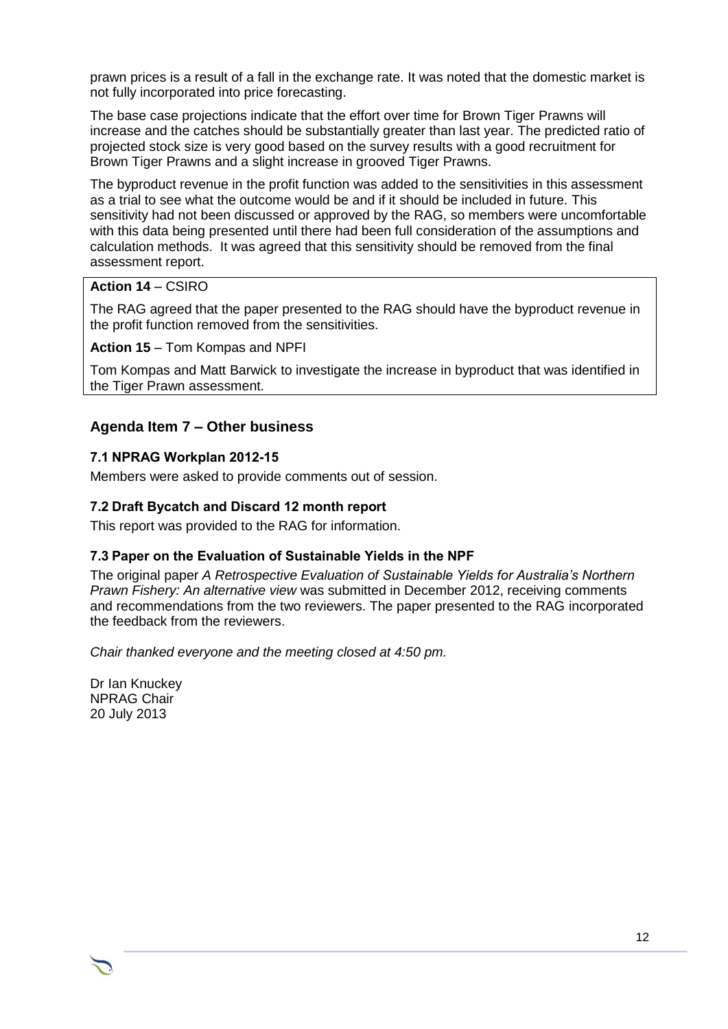prawn prices is a result of a fall in the exchange rate. It was noted that the domestic market is not fully incorporated into price forecasting.

The base case projections indicate that the effort over time for Brown Tiger Prawns will increase and the catches should be substantially greater than last year. The predicted ratio of projected stock size is very good based on the survey results with a good recruitment for Brown Tiger Prawns and a slight increase in grooved Tiger Prawns.

The byproduct revenue in the profit function was added to the sensitivities in this assessment as a trial to see what the outcome would be and if it should be included in future. This sensitivity had not been discussed or approved by the RAG, so members were uncomfortable with this data being presented until there had been full consideration of the assumptions and calculation methods. It was agreed that this sensitivity should be removed from the final assessment report.

**Action 14** – CSIRO

The RAG agreed that the paper presented to the RAG should have the byproduct revenue in the profit function removed from the sensitivities.

**Action 15** – Tom Kompas and NPFI

Tom Kompas and Matt Barwick to investigate the increase in byproduct that was identified in the Tiger Prawn assessment.

## Agenda Item 7 – Other business

### 7.1 NPRAG Workplan 2012-15

Members were asked to provide comments out of session.

### 7.2 Draft Bycatch and Discard 12 month report

This report was provided to the RAG for information.

### 7.3 Paper on the Evaluation of Sustainable Yields in the NPF

The original paper *A Retrospective Evaluation of Sustainable Yields for Australia's Northern Prawn Fishery: An alternative view* was submitted in December 2012, receiving comments and recommendations from the two reviewers. The paper presented to the RAG incorporated the feedback from the reviewers.

*Chair thanked everyone and the meeting closed at 4:50 pm.*

Dr Ian Knuckey
NPRAG Chair
20 July 2013